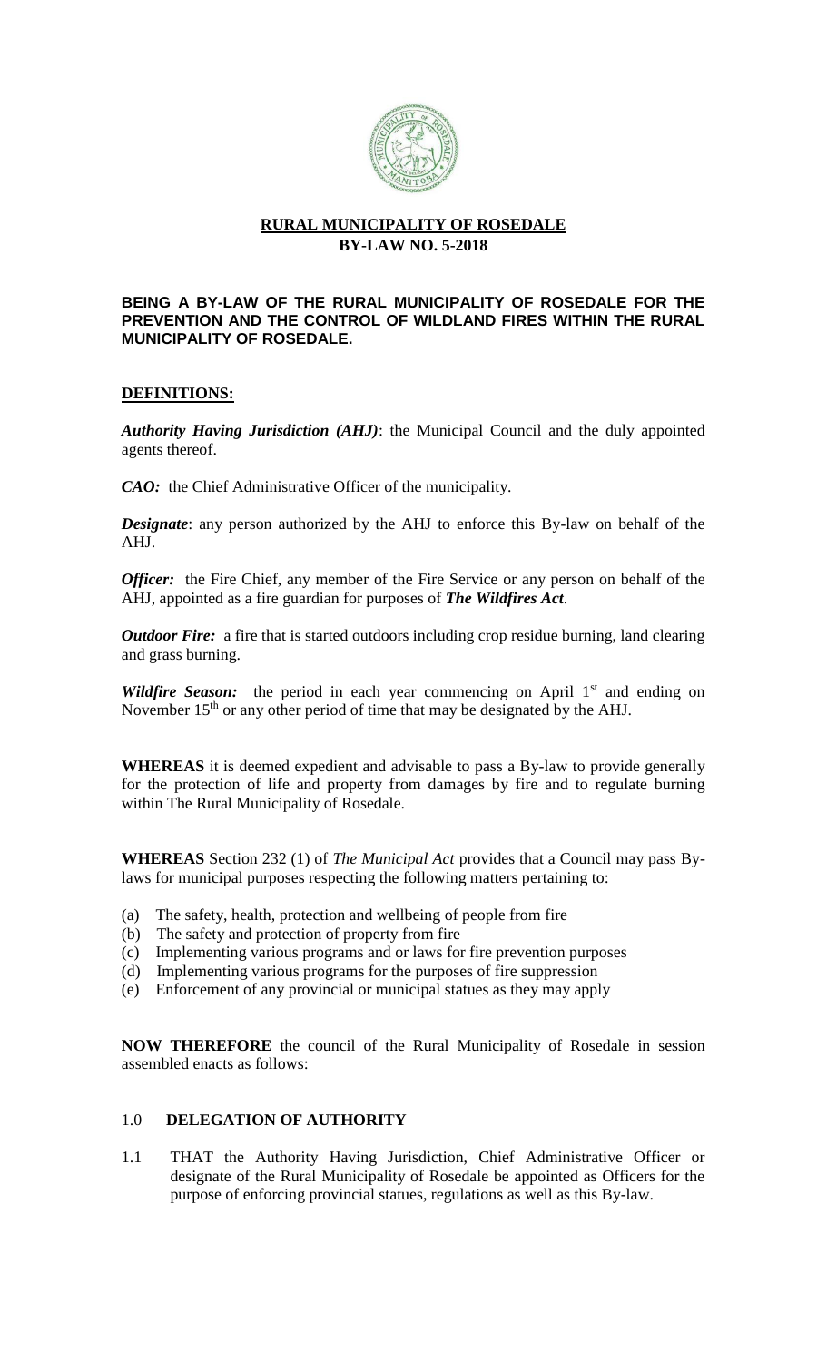# RURAL MUNICIPALITY OF ROSEDALE
## BY-LAW NO. 5-2018

**BEING A BY-LAW OF THE RURAL MUNICIPALITY OF ROSEDALE FOR THE PREVENTION AND THE CONTROL OF WILDLAND FIRES WITHIN THE RURAL MUNICIPALITY OF ROSEDALE.**

### DEFINITIONS:

***Authority Having Jurisdiction (AHJ)***: the Municipal Council and the duly appointed agents thereof.

***CAO:*** the Chief Administrative Officer of the municipality.

***Designate***: any person authorized by the AHJ to enforce this By-law on behalf of the AHJ.

***Officer:*** the Fire Chief, any member of the Fire Service or any person on behalf of the AHJ, appointed as a fire guardian for purposes of ***The Wildfires Act***.

***Outdoor Fire:*** a fire that is started outdoors including crop residue burning, land clearing and grass burning.

***Wildfire Season:*** the period in each year commencing on April 1st and ending on November 15th or any other period of time that may be designated by the AHJ.

**WHEREAS** it is deemed expedient and advisable to pass a By-law to provide generally for the protection of life and property from damages by fire and to regulate burning within The Rural Municipality of Rosedale.

**WHEREAS** Section 232 (1) of *The Municipal Act* provides that a Council may pass By-laws for municipal purposes respecting the following matters pertaining to:

(a) The safety, health, protection and wellbeing of people from fire
(b) The safety and protection of property from fire
(c) Implementing various programs and or laws for fire prevention purposes
(d) Implementing various programs for the purposes of fire suppression
(e) Enforcement of any provincial or municipal statues as they may apply

**NOW THEREFORE** the council of the Rural Municipality of Rosedale in session assembled enacts as follows:

### 1.0 DELEGATION OF AUTHORITY

1.1 THAT the Authority Having Jurisdiction, Chief Administrative Officer or designate of the Rural Municipality of Rosedale be appointed as Officers for the purpose of enforcing provincial statues, regulations as well as this By-law.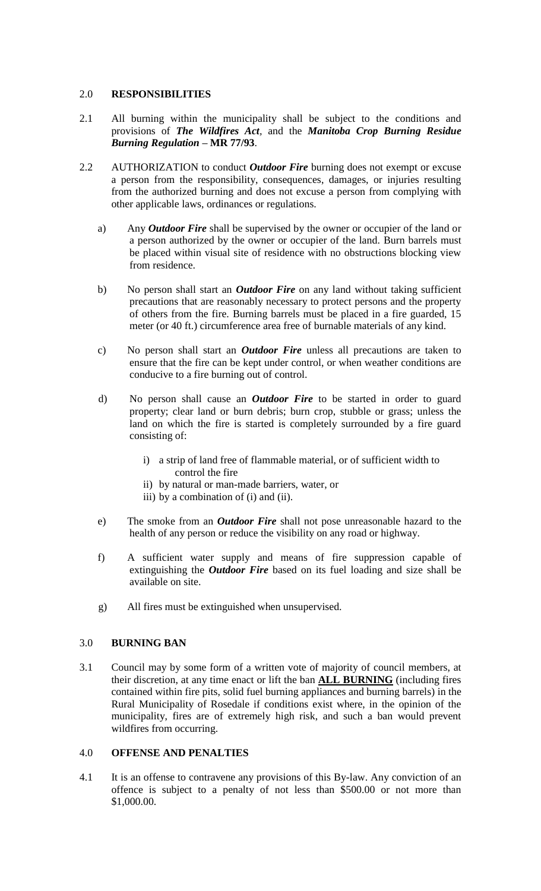## 2.0 **RESPONSIBILITIES**

2.1 All burning within the municipality shall be subject to the conditions and provisions of ***The Wildfires Act***, and the ***Manitoba Crop Burning Residue Burning Regulation* – MR 77/93**.

2.2 AUTHORIZATION to conduct ***Outdoor Fire*** burning does not exempt or excuse a person from the responsibility, consequences, damages, or injuries resulting from the authorized burning and does not excuse a person from complying with other applicable laws, ordinances or regulations.

a) Any ***Outdoor Fire*** shall be supervised by the owner or occupier of the land or a person authorized by the owner or occupier of the land. Burn barrels must be placed within visual site of residence with no obstructions blocking view from residence.

b) No person shall start an ***Outdoor Fire*** on any land without taking sufficient precautions that are reasonably necessary to protect persons and the property of others from the fire. Burning barrels must be placed in a fire guarded, 15 meter (or 40 ft.) circumference area free of burnable materials of any kind.

c) No person shall start an ***Outdoor Fire*** unless all precautions are taken to ensure that the fire can be kept under control, or when weather conditions are conducive to a fire burning out of control.

d) No person shall cause an ***Outdoor Fire*** to be started in order to guard property; clear land or burn debris; burn crop, stubble or grass; unless the land on which the fire is started is completely surrounded by a fire guard consisting of:

i) a strip of land free of flammable material, or of sufficient width to control the fire
ii) by natural or man-made barriers, water, or
iii) by a combination of (i) and (ii).

e) The smoke from an ***Outdoor Fire*** shall not pose unreasonable hazard to the health of any person or reduce the visibility on any road or highway.

f) A sufficient water supply and means of fire suppression capable of extinguishing the ***Outdoor Fire*** based on its fuel loading and size shall be available on site.

g) All fires must be extinguished when unsupervised.

## 3.0 **BURNING BAN**

3.1 Council may by some form of a written vote of majority of council members, at their discretion, at any time enact or lift the ban **ALL BURNING** (including fires contained within fire pits, solid fuel burning appliances and burning barrels) in the Rural Municipality of Rosedale if conditions exist where, in the opinion of the municipality, fires are of extremely high risk, and such a ban would prevent wildfires from occurring.

## 4.0 **OFFENSE AND PENALTIES**

4.1 It is an offense to contravene any provisions of this By-law. Any conviction of an offence is subject to a penalty of not less than $500.00 or not more than $1,000.00.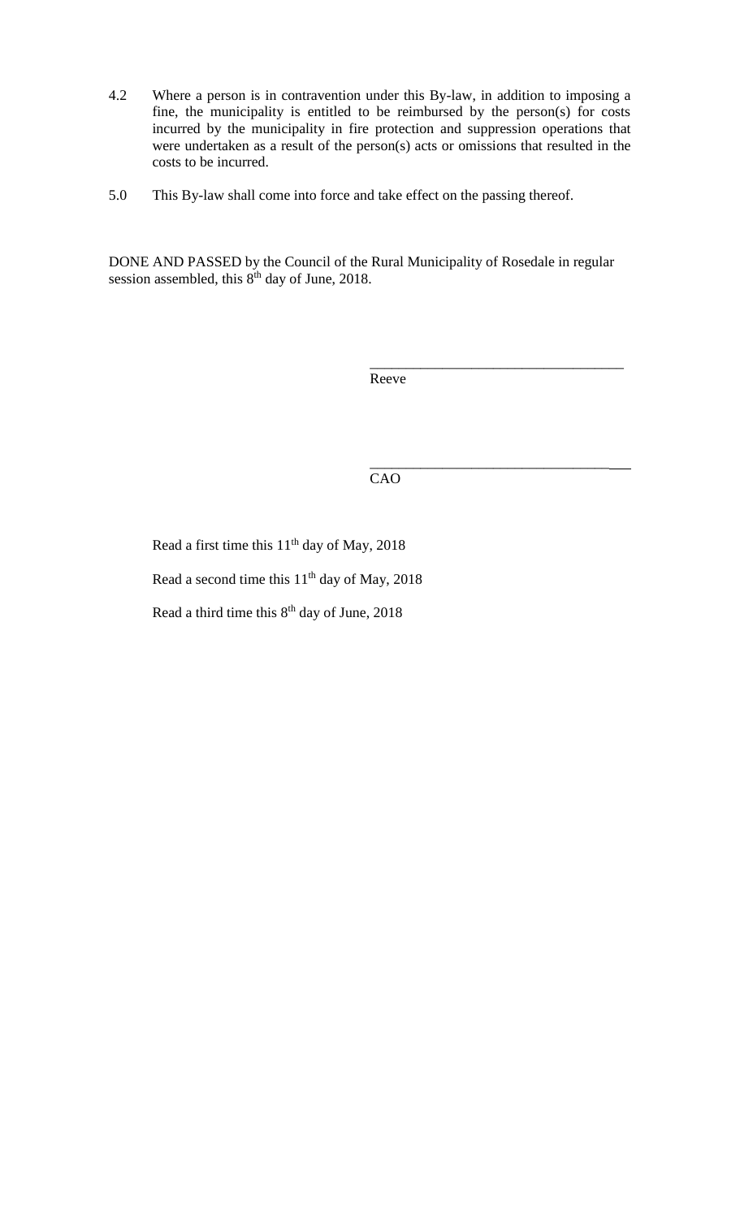4.2 Where a person is in contravention under this By-law, in addition to imposing a fine, the municipality is entitled to be reimbursed by the person(s) for costs incurred by the municipality in fire protection and suppression operations that were undertaken as a result of the person(s) acts or omissions that resulted in the costs to be incurred.

5.0 This By-law shall come into force and take effect on the passing thereof.

DONE AND PASSED by the Council of the Rural Municipality of Rosedale in regular session assembled, this 8th day of June, 2018.

___________________________________
Reeve

___________________________________
CAO

Read a first time this 11th day of May, 2018

Read a second time this 11th day of May, 2018

Read a third time this 8th day of June, 2018